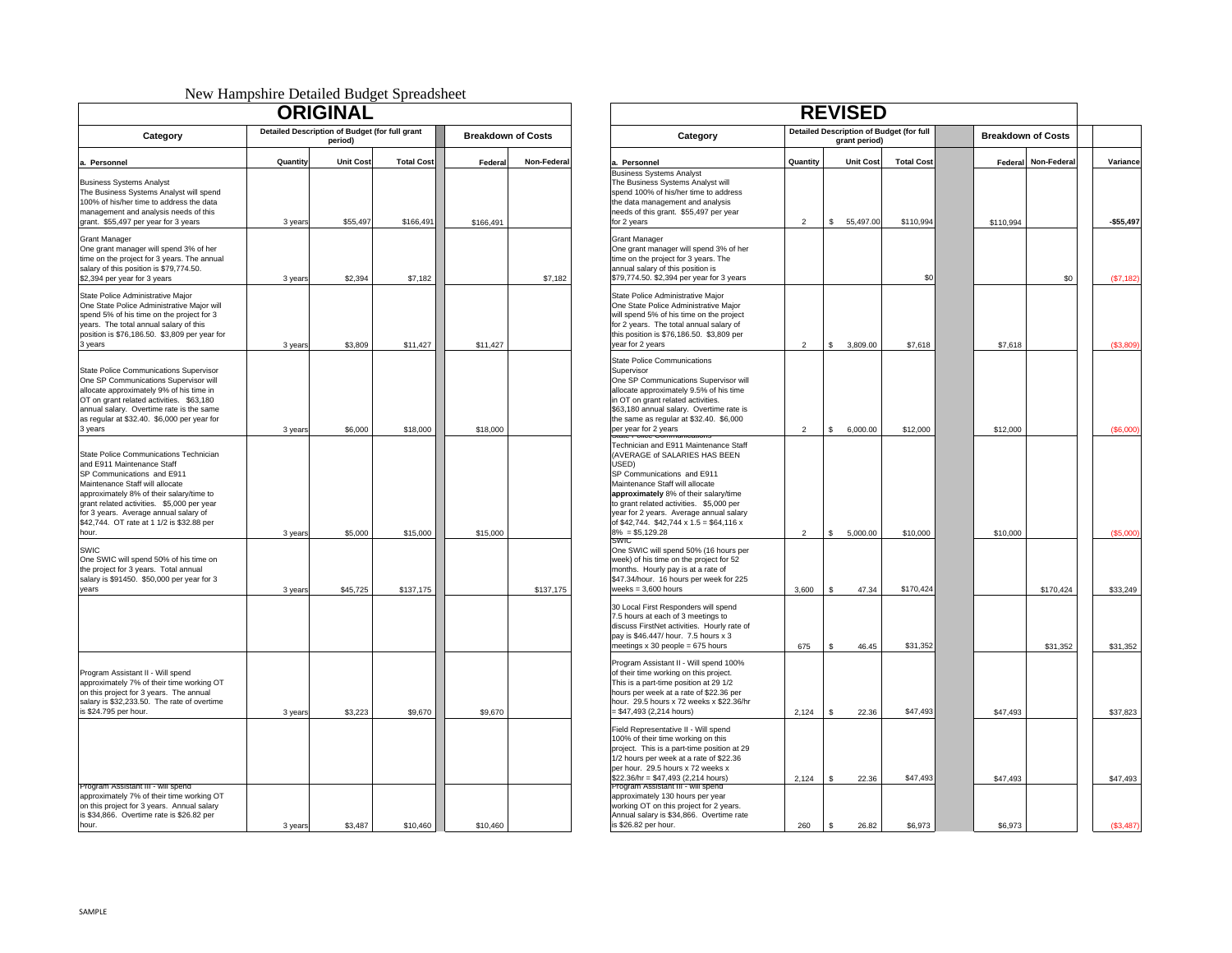# New Hampshire Detailed Budget Spreadsheet

## ORIGINAL

| Category | Detailed Description of Budget (for full grant period) | | | Breakdown of Costs | |
|---|---|---|---|---|---|
| **a. Personnel** | **Quantity** | **Unit Cost** | **Total Cost** | **Federal** | **Non-Federal** |
| Business Systems Analyst The Business Systems Analyst will spend 100% of his/her time to address the data management and analysis needs of this grant. $55,497 per year for 3 years | 3 years | $55,497 | $166,491 | $166,491 | |
| Grant Manager One grant manager will spend 3% of her time on the project for 3 years. The annual salary of this position is $79,774.50. $2,394 per year for 3 years | 3 years | $2,394 | $7,182 | | $7,182 |
| State Police Administrative Major One State Police Administrative Major will spend 5% of his time on the project for 3 years. The total annual salary of this position is $76,186.50. $3,809 per year for 3 years | 3 years | $3,809 | $11,427 | $11,427 | |
| State Police Communications Supervisor One SP Communications Supervisor will allocate approximately 9% of his time in OT on grant related activities. $63,180 annual salary. Overtime rate is the same as regular at $32.40. $6,000 per year for 3 years | 3 years | $6,000 | $18,000 | $18,000 | |
| State Police Communications Technician and E911 Maintenance Staff SP Communications and E911 Maintenance Staff will allocate approximately 8% of their salary/time to grant related activities. $5,000 per year for 3 years. Average annual salary of $42,744. OT rate at 1 1/2 is $32.88 per hour. | 3 years | $5,000 | $15,000 | $15,000 | |
| SWIC One SWIC will spend 50% of his time on the project for 3 years. Total annual salary is $91450. $50,000 per year for 3 years | 3 years | $45,725 | $137,175 | | $137,175 |
| | | | | | |
| Program Assistant II - Will spend approximately 7% of their time working OT on this project for 3 years. The annual salary is $32,233.50. The rate of overtime is $24.795 per hour. | 3 years | $3,223 | $9,670 | $9,670 | |
| | | | | | |
| Program Assistant III - will spend approximately 7% of their time working OT on this project for 3 years. Annual salary is $34,866. Overtime rate is $26.82 per hour. | 3 years | $3,487 | $10,460 | $10,460 | |

## REVISED

| Category | Detailed Description of Budget (for full grant period) | | | Breakdown of Costs | | |
|---|---|---|---|---|---|---|
| **a. Personnel** | **Quantity** | **Unit Cost** | **Total Cost** | **Federal** | **Non-Federal** | **Variance** |
| Business Systems Analyst The Business Systems Analyst will spend 100% of his/her time to address the data management and analysis needs of this grant. $55,497 per year for 2 years | 2 | $ 55,497.00 | $110,994 | $110,994 | | -$55,497 |
| Grant Manager One grant manager will spend 3% of her time on the project for 3 years. The annual salary of this position is $79,774.50. $2,394 per year for 3 years | | | $0 | | $0 | ($7,182) |
| State Police Administrative Major One State Police Administrative Major will spend 5% of his time on the project for 2 years. The total annual salary of this position is $76,186.50. $3,809 per year for 2 years | 2 | $ 3,809.00 | $7,618 | $7,618 | | ($3,809) |
| State Police Communications Supervisor One SP Communications Supervisor will allocate approximately 9.5% of his time in OT on grant related activities. $63,180 annual salary. Overtime rate is the same as regular at $32.40. $6,000 per year for 2 years | 2 | $ 6,000.00 | $12,000 | $12,000 | | ($6,000) |
| State Police Communications Technician and E911 Maintenance Staff (AVERAGE OF SALARIES HAS BEEN USED) SP Communications and E911 Maintenance Staff will allocate **approximately** 8% of their salary/time to grant related activities. $5,000 per year for 2 years. Average annual salary of $42,744. $42,744 x 1.5 = $64,116 x 8% = $5,129.28 | 2 | $ 5,000.00 | $10,000 | $10,000 | | ($5,000) |
| SWIC One SWIC will spend 50% (16 hours per week) of his time on the project for 52 months. Hourly pay is at a rate of $47.34/hour. 16 hours per week for 225 weeks = 3,600 hours | 3,600 | $ 47.34 | $170,424 | | $170,424 | $33,249 |
| 30 Local First Responders will spend 7.5 hours at each of 3 meetings to discuss FirstNet activities. Hourly rate of pay is $46.447/ hour. 7.5 hours x 3 meetings x 30 people = 675 hours | 675 | $ 46.45 | $31,352 | | $31,352 | $31,352 |
| Program Assistant II - Will spend 100% of their time working on this project. This is a part-time position at 29 1/2 hours per week at a rate of $22.36 per hour. 29.5 hours x 72 weeks x $22.36/hr = $47,493 (2,214 hours) | 2,124 | $ 22.36 | $47,493 | $47,493 | | $37,823 |
| Field Representative II - Will spend 100% of their time working on this project. This is a part-time position at 29 1/2 hours per week at a rate of $22.36 per hour. 29.5 hours x 72 weeks x $22.36/hr = $47,493 (2,214 hours) | 2,124 | $ 22.36 | $47,493 | $47,493 | | $47,493 |
| Program Assistant III - will spend approximately 130 hours per year working OT on this project for 2 years. Annual salary is $34,866. Overtime rate is $26.82 per hour. | 260 | $ 26.82 | $6,973 | $6,973 | | ($3,487) |

SAMPLE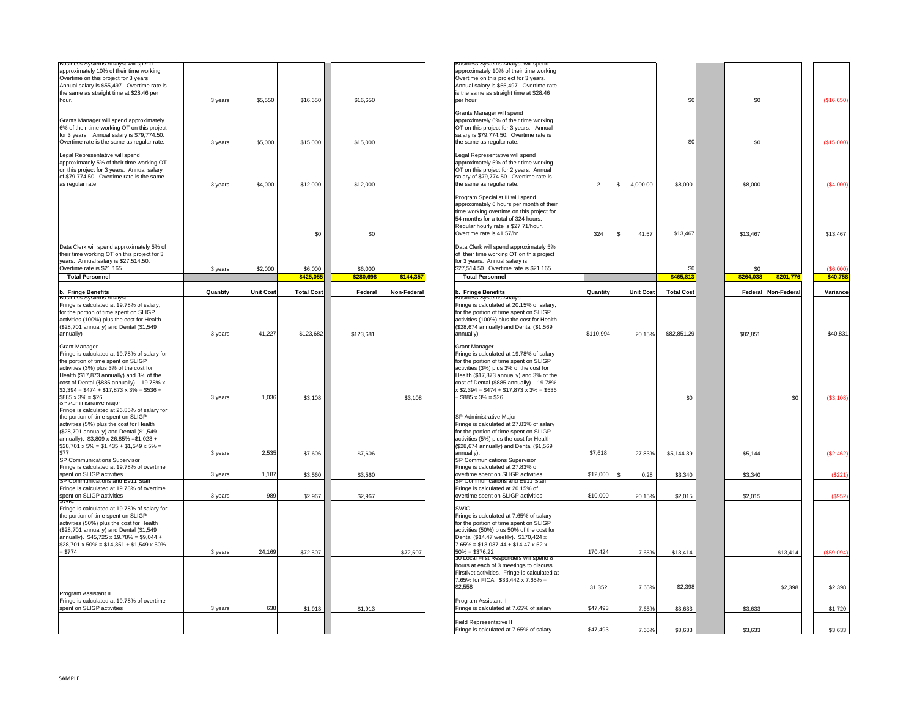| Description | Quantity | Unit Cost | Total Cost | Federal | Non-Federal | Description | Quantity | Unit Cost | Total Cost | Federal | Non-Federal | Variance |
|---|---|---|---|---|---|---|---|---|---|---|---|---|
| Business Systems Analyst will spend approximately 10% of their time working Overtime on this project for 3 years. Annual salary is $55,497. Overtime rate is the same as straight time at $28.46 per hour. | 3 years | $5,550 | $16,650 | $16,650 | | Business Systems Analyst will spend approximately 10% of their time working Overtime on this project for 3 years. Annual salary is $55,497. Overtime rate is the same as straight time at $28.46 per hour. | | | $0 | $0 | | ($16,650) |
| Grants Manager will spend approximately 6% of their time working OT on this project for 3 years. Annual salary is $79,774.50. Overtime rate is the same as regular rate. | 3 years | $5,000 | $15,000 | $15,000 | | Grants Manager will spend approximately 6% of their time working OT on this project for 3 years. Annual salary is $79,774.50. Overtime rate is the same as regular rate. | | | $0 | $0 | | ($15,000) |
| Legal Representative will spend approximately 5% of their time working OT on this project for 3 years. Annual salary of $79,774.50. Overtime rate is the same as regular rate. | 3 years | $4,000 | $12,000 | $12,000 | | Legal Representative will spend approximately 5% of their time working OT on this project for 2 years. Annual salary of $79,774.50. Overtime rate is the same as regular rate. | 2 | $ 4,000.00 | $8,000 | $8,000 | | ($4,000) |
| | | | $0 | $0 | | Program Specialist III will spend approximately 6 hours per month of their time working overtime on this project for 54 months for a total of 324 hours. Regular hourly rate is $27.71/hour. Overtime rate is 41.57/hr. | 324 | $ 41.57 | $13,467 | $13,467 | | $13,467 |
| Data Clerk will spend approximately 5% of their time working OT on this project for 3 years. Annual salary is $27,514.50. Overtime rate is $21.165. | 3 years | $2,000 | $6,000 | $6,000 | | Data Clerk will spend approximately 5% of their time working OT on this project for 3 years. Annual salary is $27,514.50. Overtime rate is $21.165. | | | $0 | $0 | | ($6,000) |
| **Total Personnel** | | | **$425,055** | **$280,698** | **$144,357** | **Total Personnel** | | | **$465,813** | **$264,038** | **$201,776** | **$40,758** |
| **b. Fringe Benefits** | **Quantity** | **Unit Cost** | **Total Cost** | **Federal** | **Non-Federal** | **b. Fringe Benefits** | **Quantity** | **Unit Cost** | **Total Cost** | **Federal** | **Non-Federal** | **Variance** |
| Business Systems Analyst Fringe is calculated at 19.78% of salary, for the portion of time spent on SLIGP activities (100%) plus the cost for Health ($28,701 annually) and Dental ($1,549 annually) | 3 years | 41,227 | $123,682 | $123,681 | | Business Systems Analyst Fringe is calculated at 20.15% of salary, for the portion of time spent on SLIGP activities (100%) plus the cost for Health ($28,674 annually) and Dental ($1,569 annually) | $110,994 | 20.15% | $82,851.29 | $82,851 | | -$40,831 |
| Grant Manager Fringe is calculated at 19.78% of salary for the portion of time spent on SLIGP activities (3%) plus 3% of the cost for Health ($17,873 annually) and 3% of the cost of Dental ($885 annually). 19.78% x $2,394 = $474 + $17,873 x 3% = $536 + $885 x 3% = $26. | 3 years | 1,036 | $3,108 | | $3,108 | Grant Manager Fringe is calculated at 19.78% of salary for the portion of time spent on SLIGP activities (3%) plus 3% of the cost for Health ($17,873 annually) and 3% of the cost of Dental ($885 annually). 19.78% x $2,394 = $474 + $17,873 x 3% = $536 + $885 x 3% = $26. | | | $0 | | $0 | ($3,108) |
| SP Administrative Major Fringe is calculated at 26.85% of salary for the portion of time spent on SLIGP activities (5%) plus the cost for Health ($28,701 annually) and Dental ($1,549 annually). $3,809 x 26.85% =$1,023 + $28,701 x 5% = $1,435 + $1,549 x 5% = $77 | 3 years | 2,535 | $7,606 | $7,606 | | SP Administrative Major Fringe is calculated at 27.83% of salary for the portion of time spent on SLIGP activities (5%) plus the cost for Health ($28,674 annually) and Dental ($1,569 annually). | $7,618 | 27.83% | $5,144.39 | $5,144 | | ($2,462) |
| SP Communications Supervisor Fringe is calculated at 19.78% of overtime spent on SLIGP activities | 3 years | 1,187 | $3,560 | $3,560 | | SP Communications Supervisor Fringe is calculated at 27.83% of overtime spent on SLIGP activities | $12,000 | $ 0.28 | $3,340 | $3,340 | | ($221) |
| SP Communications and E911 Staff Fringe is calculated at 19.78% of overtime spent on SLIGP activities | 3 years | 989 | $2,967 | $2,967 | | SP Communications and E911 Staff Fringe is calculated at 20.15% of overtime spent on SLIGP activities | $10,000 | 20.15% | $2,015 | $2,015 | | ($952) |
| SWIC Fringe is calculated at 19.78% of salary for the portion of time spent on SLIGP activities (50%) plus the cost for Health ($28,701 annually) and Dental ($1,549 annually). $45,725 x 19.78% = $9,044 + $28,701 x 50% = $14,351 + $1,549 x 50% = $774 | 3 years | 24,169 | $72,507 | | $72,507 | SWIC Fringe is calculated at 7.65% of salary for the portion of time spent on SLIGP activities (50%) plus 50% of the cost for Dental ($14.47 weekly). $170,424 x 7.65% = $13,037.44 + $14.47 x 52 x 50% = $376.22 | 170,424 | 7.65% | $13,414 | | $13,414 | ($59,094) |
| | | | | | | 30 Local First Responders will spend 8 hours at each of 3 meetings to discuss FirstNet activities. Fringe is calculated at 7.65% for FICA. $33,442 x 7.65% = $2,558 | 31,352 | 7.65% | $2,398 | | $2,398 | $2,398 |
| Program Assistant II Fringe is calculated at 19.78% of overtime spent on SLIGP activities | 3 years | 638 | $1,913 | $1,913 | | Program Assistant II Fringe is calculated at 7.65% of salary | $47,493 | 7.65% | $3,633 | $3,633 | | $1,720 |
| | | | | | | Field Representative II Fringe is calculated at 7.65% of salary | $47,493 | 7.65% | $3,633 | $3,633 | | $3,633 |

SAMPLE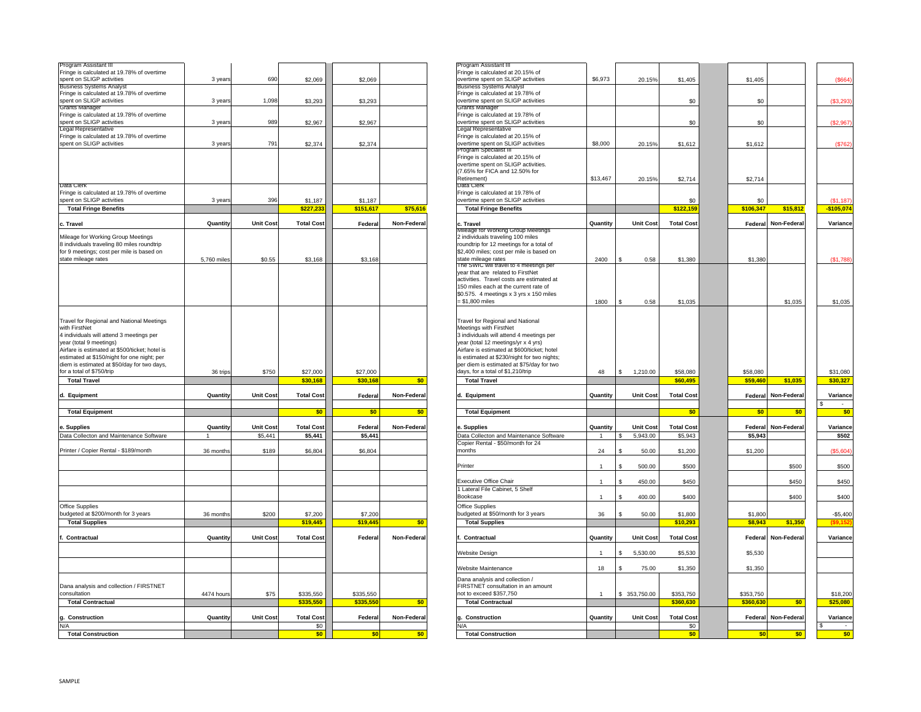| | | | | | |
|---|---|---|---|---|---|
| Program Assistant III<br>Fringe is calculated at 19.78% of overtime spent on SLIGP activities | 3 years | 690 | $2,069 | $2,069 | |
| Business Systems Analyst<br>Fringe is calculated at 19.78% of overtime spent on SLIGP activities | 3 years | 1,098 | $3,293 | $3,293 | |
| Grants Manager<br>Fringe is calculated at 19.78% of overtime spent on SLIGP activities | 3 years | 989 | $2,967 | $2,967 | |
| Legal Representative<br>Fringe is calculated at 19.78% of overtime spent on SLIGP activities | 3 years | 791 | $2,374 | $2,374 | |
| | | | | | |
| Data Clerk<br>Fringe is calculated at 19.78% of overtime spent on SLIGP activities | 3 years | 396 | $1,187 | $1,187 | |
| **Total Fringe Benefits** | | | **$227,233** | **$151,617** | **$75,616** |
| **c. Travel** | **Quantity** | **Unit Cost** | **Total Cost** | **Federal** | **Non-Federal** |
| Mileage for Working Group Meetings<br>8 individuals traveling 80 miles roundtrip for 9 meetings; cost per mile is based on state mileage rates | 5,760 miles | $0.55 | $3,168 | $3,168 | |
| | | | | | |
| Travel for Regional and National Meetings with FirstNet<br>4 individuals will attend 3 meetings per year (total 9 meetings)<br>Airfare is estimated at $500/ticket; hotel is estimated at $150/night for one night; per diem is estimated at $50/day for two days, for a total of $750/trip | 36 trips | $750 | $27,000 | $27,000 | |
| **Total Travel** | | | **$30,168** | **$30,168** | **$0** |
| **d. Equipment** | **Quantity** | **Unit Cost** | **Total Cost** | **Federal** | **Non-Federal** |
| | | | | | |
| **Total Equipment** | | | **$0** | **$0** | **$0** |
| **e. Supplies** | **Quantity** | **Unit Cost** | **Total Cost** | **Federal** | **Non-Federal** |
| Data Collecton and Maintenance Software | 1 | $5,441 | **$5,441** | **$5,441** | |
| Printer / Copier Rental - $189/month | 36 months | $189 | $6,804 | $6,804 | |
| | | | | | |
| | | | | | |
| | | | | | |
| Office Supplies<br>budgeted at $200/month for 3 years | 36 months | $200 | $7,200 | $7,200 | |
| **Total Supplies** | | | **$19,445** | **$19,445** | **$0** |
| **f. Contractual** | **Quantity** | **Unit Cost** | **Total Cost** | **Federal** | **Non-Federal** |
| | | | | | |
| | | | | | |
| Dana analysis and collection / FIRSTNET consultation | 4474 hours | $75 | $335,550 | $335,550 | |
| **Total Contractual** | | | **$335,550** | **$335,550** | **$0** |
| **g. Construction** | **Quantity** | **Unit Cost** | **Total Cost** | **Federal** | **Non-Federal** |
| N/A | | | $0 | | |
| **Total Construction** | | | **$0** | **$0** | **$0** |

| | | | | | | |
|---|---|---|---|---|---|---|
| Program Assistant III<br>Fringe is calculated at 20.15% of overtime spent on SLIGP activities | $6,973 | 20.15% | $1,405 | $1,405 | | ($664) |
| Business Systems Analyst<br>Fringe is calculated at 19.78% of overtime spent on SLIGP activities | | | $0 | $0 | | ($3,293) |
| Grants Manager<br>Fringe is calculated at 19.78% of overtime spent on SLIGP activities | | | $0 | $0 | | ($2,967) |
| Legal Representative<br>Fringe is calculated at 20.15% of overtime spent on SLIGP activities | $8,000 | 20.15% | $1,612 | $1,612 | | ($762) |
| Program Specialist III<br>Fringe is calculated at 20.15% of overtime spent on SLIGP activities. (7.65% for FICA and 12.50% for Retirement) | $13,467 | 20.15% | $2,714 | $2,714 | | |
| Data Clerk<br>Fringe is calculated at 19.78% of overtime spent on SLIGP activities | | | $0 | $0 | | ($1,187) |
| **Total Fringe Benefits** | | | **$122,159** | **$106,347** | **$15,812** | **-$105,074** |
| **c. Travel** | **Quantity** | **Unit Cost** | **Total Cost** | **Federal** | **Non-Federal** | **Variance** |
| Mileage for Working Group Meetings<br>2 individuals traveling 100 miles roundtrip for 12 meetings for a total of $2,400 miles; cost per mile is based on state mileage rates | 2400 | $ 0.58 | $1,380 | $1,380 | | ($1,788) |
| The SWIC will travel to 4 meetings per year that are related to FirstNet activities. Travel costs are estimated at 150 miles each at the current rate of $0.575. 4 meetings x 3 yrs x 150 miles = $1,800 miles | 1800 | $ 0.58 | $1,035 | | $1,035 | $1,035 |
| Travel for Regional and National Meetings with FirstNet<br>3 individuals will attend 4 meetings per year (total 12 meetings/yr x 4 yrs)<br>Airfare is estimated at $600/ticket; hotel is estimated at $230/night for two nights; per diem is estimated at $75/day for two days, for a total of $1,210/trip | 48 | $ 1,210.00 | $58,080 | $58,080 | | $31,080 |
| **Total Travel** | | | **$60,495** | **$59,460** | **$1,035** | **$30,327** |
| **d. Equipment** | **Quantity** | **Unit Cost** | **Total Cost** | **Federal** | **Non-Federal** | **Variance** |
| | | | | | | $ - |
| **Total Equipment** | | | **$0** | **$0** | **$0** | **$0** |
| **e. Supplies** | **Quantity** | **Unit Cost** | **Total Cost** | **Federal** | **Non-Federal** | **Variance** |
| Data Collecton and Maintenance Software | 1 | $ 5,943.00 | $5,943 | **$5,943** | | **$502** |
| Copier Rental - $50/month for 24 months | 24 | $ 50.00 | $1,200 | $1,200 | | ($5,604) |
| Printer | 1 | $ 500.00 | $500 | | $500 | $500 |
| Executive Office Chair | 1 | $ 450.00 | $450 | | $450 | $450 |
| 1 Lateral File Cabinet, 5 Shelf Bookcase | 1 | $ 400.00 | $400 | | $400 | $400 |
| Office Supplies<br>budgeted at $50/month for 3 years | 36 | $ 50.00 | $1,800 | $1,800 | | -$5,400 |
| **Total Supplies** | | | **$10,293** | **$8,943** | **$1,350** | **($9,152)** |
| **f. Contractual** | **Quantity** | **Unit Cost** | **Total Cost** | **Federal** | **Non-Federal** | **Variance** |
| Website Design | 1 | $ 5,530.00 | $5,530 | $5,530 | | |
| Website Maintenance | 18 | $ 75.00 | $1,350 | $1,350 | | |
| Dana analysis and collection / FIRSTNET consultation in an amount not to exceed $357,750 | 1 | $ 353,750.00 | $353,750 | $353,750 | | $18,200 |
| **Total Contractual** | | | **$360,630** | **$360,630** | **$0** | **$25,080** |
| **g. Construction** | **Quantity** | **Unit Cost** | **Total Cost** | **Federal** | **Non-Federal** | **Variance** |
| N/A | | | $0 | | | $ - |
| **Total Construction** | | | **$0** | **$0** | **$0** | **$0** |

SAMPLE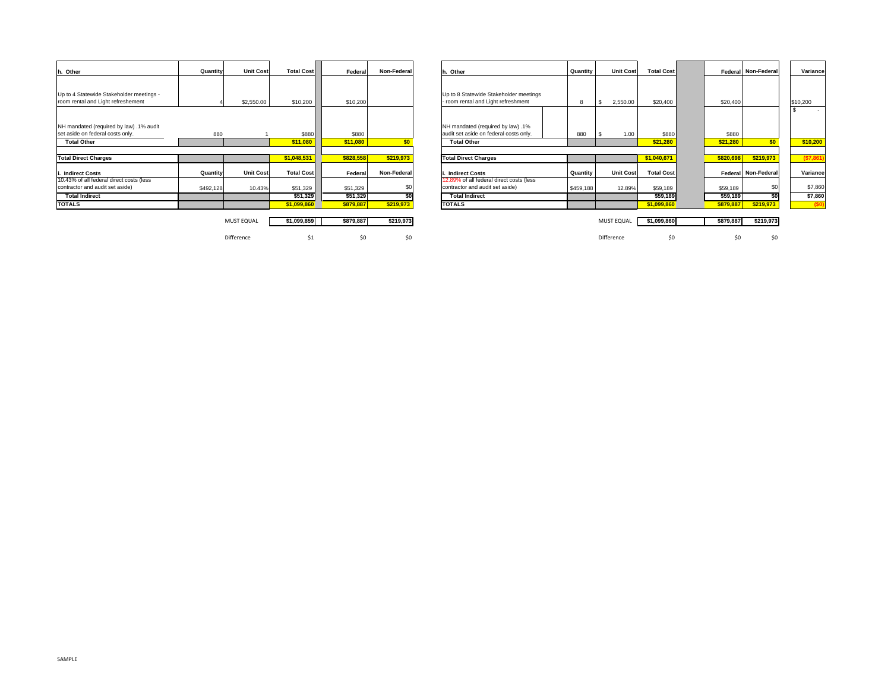| h. Other | Quantity | Unit Cost | Total Cost | Federal | Non-Federal |
|---|---|---|---|---|---|
| Up to 4 Statewide Stakeholder meetings - room rental and Light refreshement | 4 | $2,550.00 | $10,200 | $10,200 | |
| NH mandated (required by law) .1% audit set aside on federal costs only. | 880 | 1 | $880 | $880 | |
| **Total Other** | | | **$11,080** | **$11,080** | **$0** |
| **Total Direct Charges** | | | **$1,048,531** | **$828,558** | **$219,973** |
| **i. Indirect Costs** | **Quantity** | **Unit Cost** | **Total Cost** | **Federal** | **Non-Federal** |
| 10.43% of all federal direct costs (less contractor and audit set aside) | $492,128 | 10.43% | $51,329 | $51,329 | $0 |
| **Total Indirect** | | | **$51,329** | **$51,329** | **$0** |
| **TOTALS** | | | **$1,099,860** | **$879,887** | **$219,973** |
| | | MUST EQUAL | $1,099,859 | $879,887 | $219,973 |
| | | Difference | $1 | $0 | $0 |

| h. Other | Quantity | Unit Cost | Total Cost | Federal | Non-Federal | Variance |
|---|---|---|---|---|---|---|
| Up to 8 Statewide Stakeholder meetings - room rental and Light refreshment | 8 | $ 2,550.00 | $20,400 | $20,400 | | $10,200 |
| NH mandated (required by law) .1% audit set aside on federal costs only. | 880 | $ 1.00 | $880 | $880 | | $ - |
| **Total Other** | | | **$21,280** | **$21,280** | **$0** | **$10,200** |
| **Total Direct Charges** | | | **$1,040,671** | **$820,698** | **$219,973** | **($7,861)** |
| **i. Indirect Costs** | **Quantity** | **Unit Cost** | **Total Cost** | **Federal** | **Non-Federal** | **Variance** |
| 12.89% of all federal direct costs (less contractor and audit set aside) | $459,188 | 12.89% | $59,189 | $59,189 | $0 | $7,860 |
| **Total Indirect** | | | **$59,189** | **$59,189** | **$0** | **$7,860** |
| **TOTALS** | | | **$1,099,860** | **$879,887** | **$219,973** | **($0)** |
| | | MUST EQUAL | $1,099,860 | $879,887 | $219,973 | |
| | | Difference | $0 | $0 | $0 | |

SAMPLE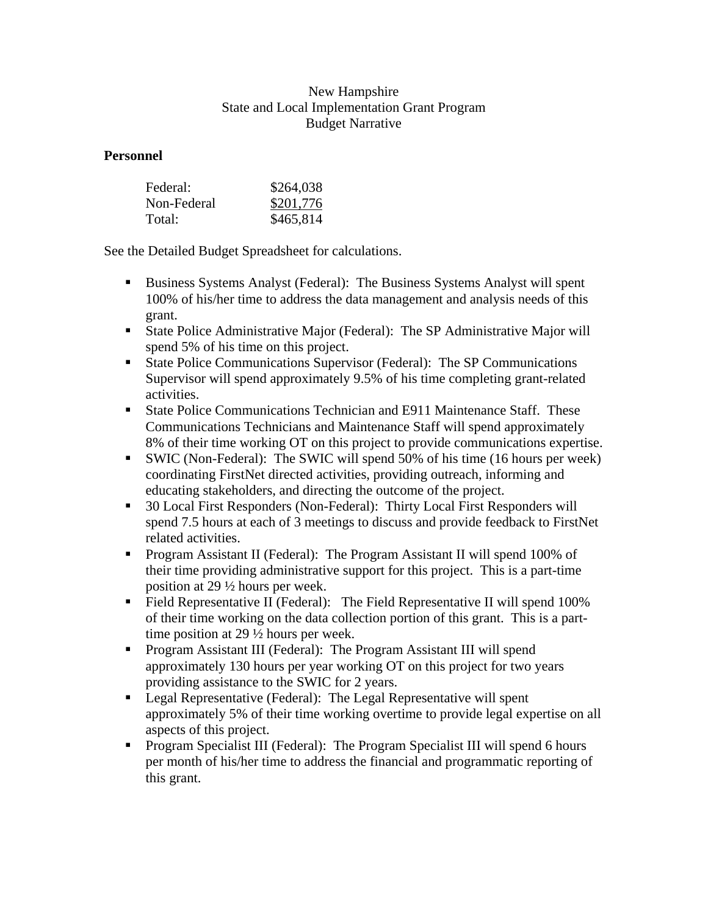New Hampshire
State and Local Implementation Grant Program
Budget Narrative

**Personnel**

| | |
|---|---|
| Federal: | \$264,038 |
| Non-Federal | \$201,776 |
| Total: | \$465,814 |

See the Detailed Budget Spreadsheet for calculations.

- Business Systems Analyst (Federal): The Business Systems Analyst will spent 100% of his/her time to address the data management and analysis needs of this grant.
- State Police Administrative Major (Federal): The SP Administrative Major will spend 5% of his time on this project.
- State Police Communications Supervisor (Federal): The SP Communications Supervisor will spend approximately 9.5% of his time completing grant-related activities.
- State Police Communications Technician and E911 Maintenance Staff. These Communications Technicians and Maintenance Staff will spend approximately 8% of their time working OT on this project to provide communications expertise.
- SWIC (Non-Federal): The SWIC will spend 50% of his time (16 hours per week) coordinating FirstNet directed activities, providing outreach, informing and educating stakeholders, and directing the outcome of the project.
- 30 Local First Responders (Non-Federal): Thirty Local First Responders will spend 7.5 hours at each of 3 meetings to discuss and provide feedback to FirstNet related activities.
- Program Assistant II (Federal): The Program Assistant II will spend 100% of their time providing administrative support for this project. This is a part-time position at 29 ½ hours per week.
- Field Representative II (Federal): The Field Representative II will spend 100% of their time working on the data collection portion of this grant. This is a part-time position at 29 ½ hours per week.
- Program Assistant III (Federal): The Program Assistant III will spend approximately 130 hours per year working OT on this project for two years providing assistance to the SWIC for 2 years.
- Legal Representative (Federal): The Legal Representative will spent approximately 5% of their time working overtime to provide legal expertise on all aspects of this project.
- Program Specialist III (Federal): The Program Specialist III will spend 6 hours per month of his/her time to address the financial and programmatic reporting of this grant.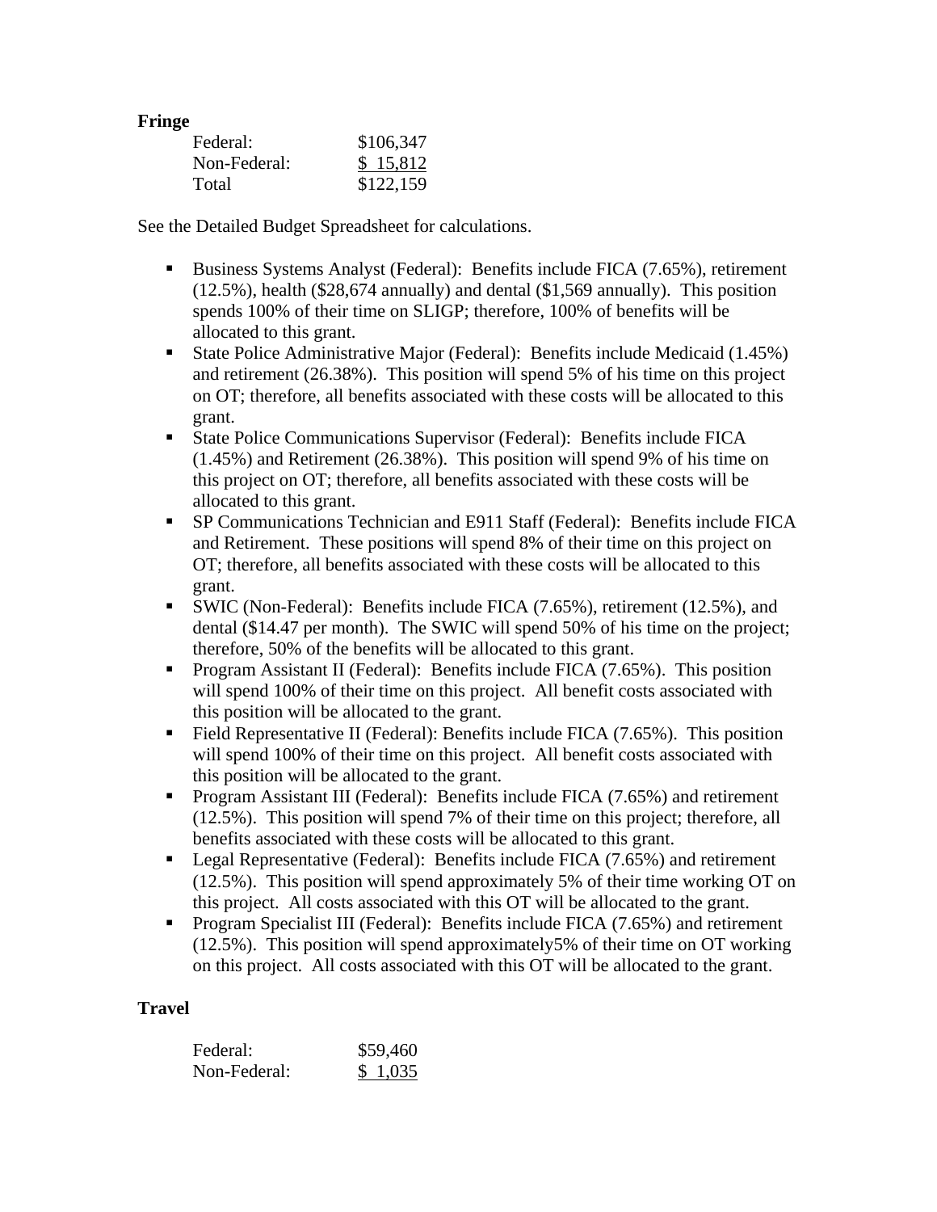**Fringe**

| | |
|---|---|
| Federal: | $106,347 |
| Non-Federal: | $ 15,812 |
| Total | $122,159 |

See the Detailed Budget Spreadsheet for calculations.

- Business Systems Analyst (Federal): Benefits include FICA (7.65%), retirement (12.5%), health ($28,674 annually) and dental ($1,569 annually). This position spends 100% of their time on SLIGP; therefore, 100% of benefits will be allocated to this grant.
- State Police Administrative Major (Federal): Benefits include Medicaid (1.45%) and retirement (26.38%). This position will spend 5% of his time on this project on OT; therefore, all benefits associated with these costs will be allocated to this grant.
- State Police Communications Supervisor (Federal): Benefits include FICA (1.45%) and Retirement (26.38%). This position will spend 9% of his time on this project on OT; therefore, all benefits associated with these costs will be allocated to this grant.
- SP Communications Technician and E911 Staff (Federal): Benefits include FICA and Retirement. These positions will spend 8% of their time on this project on OT; therefore, all benefits associated with these costs will be allocated to this grant.
- SWIC (Non-Federal): Benefits include FICA (7.65%), retirement (12.5%), and dental ($14.47 per month). The SWIC will spend 50% of his time on the project; therefore, 50% of the benefits will be allocated to this grant.
- Program Assistant II (Federal): Benefits include FICA (7.65%). This position will spend 100% of their time on this project. All benefit costs associated with this position will be allocated to the grant.
- Field Representative II (Federal): Benefits include FICA (7.65%). This position will spend 100% of their time on this project. All benefit costs associated with this position will be allocated to the grant.
- Program Assistant III (Federal): Benefits include FICA (7.65%) and retirement (12.5%). This position will spend 7% of their time on this project; therefore, all benefits associated with these costs will be allocated to this grant.
- Legal Representative (Federal): Benefits include FICA (7.65%) and retirement (12.5%). This position will spend approximately 5% of their time working OT on this project. All costs associated with this OT will be allocated to the grant.
- Program Specialist III (Federal): Benefits include FICA (7.65%) and retirement (12.5%). This position will spend approximately5% of their time on OT working on this project. All costs associated with this OT will be allocated to the grant.

**Travel**

| | |
|---|---|
| Federal: | $59,460 |
| Non-Federal: | $ 1,035 |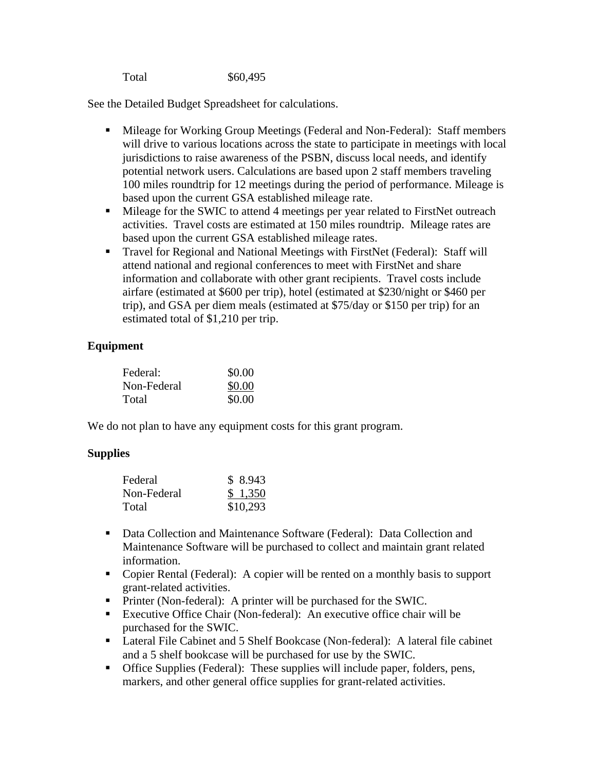| | |
|---|---|
| Total | $60,495 |

See the Detailed Budget Spreadsheet for calculations.

- Mileage for Working Group Meetings (Federal and Non-Federal): Staff members will drive to various locations across the state to participate in meetings with local jurisdictions to raise awareness of the PSBN, discuss local needs, and identify potential network users. Calculations are based upon 2 staff members traveling 100 miles roundtrip for 12 meetings during the period of performance. Mileage is based upon the current GSA established mileage rate.
- Mileage for the SWIC to attend 4 meetings per year related to FirstNet outreach activities. Travel costs are estimated at 150 miles roundtrip. Mileage rates are based upon the current GSA established mileage rates.
- Travel for Regional and National Meetings with FirstNet (Federal): Staff will attend national and regional conferences to meet with FirstNet and share information and collaborate with other grant recipients. Travel costs include airfare (estimated at $600 per trip), hotel (estimated at $230/night or $460 per trip), and GSA per diem meals (estimated at $75/day or $150 per trip) for an estimated total of $1,210 per trip.

**Equipment**

| | |
|---|---|
| Federal: | $0.00 |
| Non-Federal | $0.00 |
| Total | $0.00 |

We do not plan to have any equipment costs for this grant program.

**Supplies**

| | |
|---|---|
| Federal | $ 8.943 |
| Non-Federal | $ 1,350 |
| Total | $10,293 |

- Data Collection and Maintenance Software (Federal): Data Collection and Maintenance Software will be purchased to collect and maintain grant related information.
- Copier Rental (Federal): A copier will be rented on a monthly basis to support grant-related activities.
- Printer (Non-federal): A printer will be purchased for the SWIC.
- Executive Office Chair (Non-federal): An executive office chair will be purchased for the SWIC.
- Lateral File Cabinet and 5 Shelf Bookcase (Non-federal): A lateral file cabinet and a 5 shelf bookcase will be purchased for use by the SWIC.
- Office Supplies (Federal): These supplies will include paper, folders, pens, markers, and other general office supplies for grant-related activities.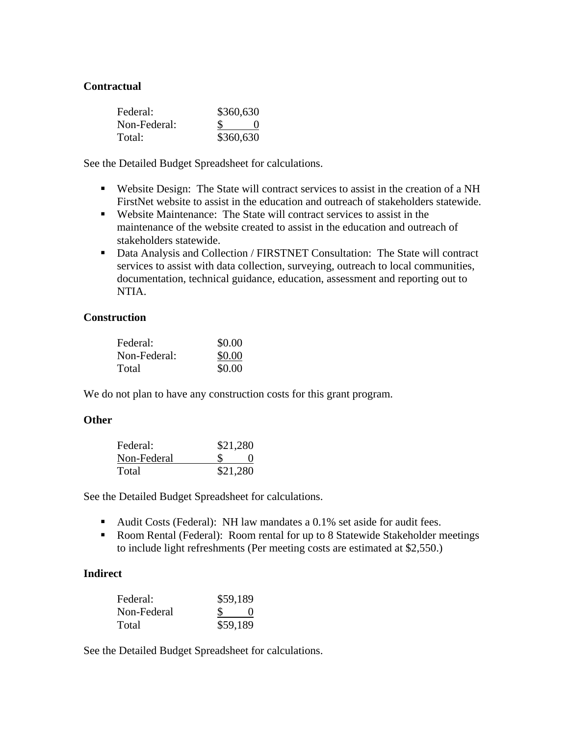**Contractual**

| | |
|---|---|
| Federal: | \$360,630 |
| Non-Federal: | \$ 0 |
| Total: | \$360,630 |

See the Detailed Budget Spreadsheet for calculations.

- Website Design: The State will contract services to assist in the creation of a NH FirstNet website to assist in the education and outreach of stakeholders statewide.
- Website Maintenance: The State will contract services to assist in the maintenance of the website created to assist in the education and outreach of stakeholders statewide.
- Data Analysis and Collection / FIRSTNET Consultation: The State will contract services to assist with data collection, surveying, outreach to local communities, documentation, technical guidance, education, assessment and reporting out to NTIA.

**Construction**

| | |
|---|---|
| Federal: | \$0.00 |
| Non-Federal: | \$0.00 |
| Total | \$0.00 |

We do not plan to have any construction costs for this grant program.

**Other**

| | |
|---|---|
| Federal: | \$21,280 |
| Non-Federal | \$ 0 |
| Total | \$21,280 |

See the Detailed Budget Spreadsheet for calculations.

- Audit Costs (Federal): NH law mandates a 0.1% set aside for audit fees.
- Room Rental (Federal): Room rental for up to 8 Statewide Stakeholder meetings to include light refreshments (Per meeting costs are estimated at \$2,550.)

**Indirect**

| | |
|---|---|
| Federal: | \$59,189 |
| Non-Federal | \$ 0 |
| Total | \$59,189 |

See the Detailed Budget Spreadsheet for calculations.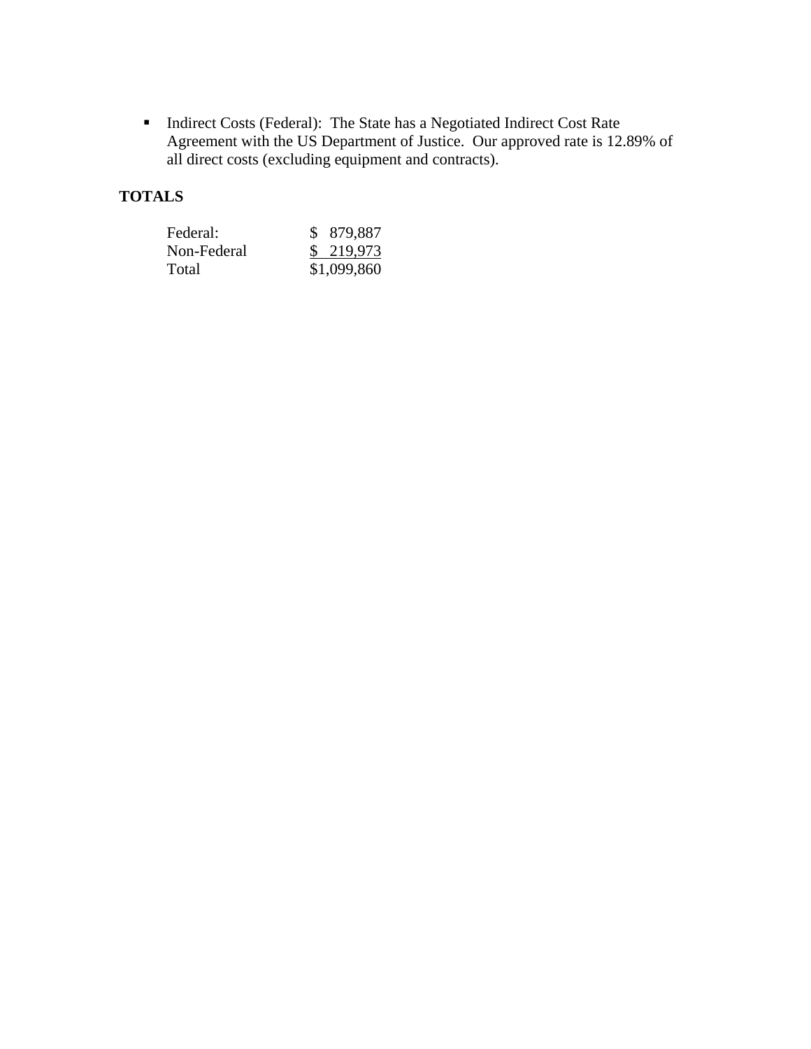- Indirect Costs (Federal): The State has a Negotiated Indirect Cost Rate Agreement with the US Department of Justice. Our approved rate is 12.89% of all direct costs (excluding equipment and contracts).

**TOTALS**

| | |
|---|---|
| Federal: | $ 879,887 |
| Non-Federal | $ 219,973 |
| Total | $1,099,860 |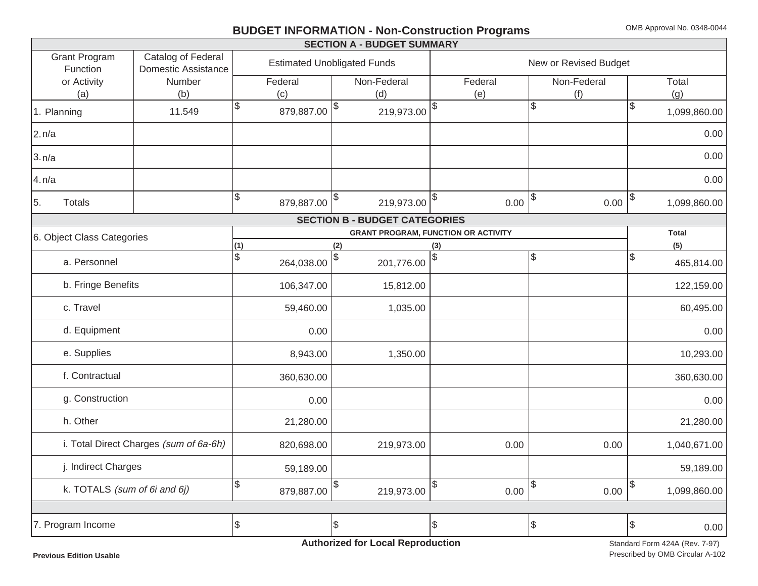# BUDGET INFORMATION - Non-Construction Programs

OMB Approval No. 0348-0044

## SECTION A - BUDGET SUMMARY

| Grant Program Function or Activity (a) | Catalog of Federal Domestic Assistance Number (b) | Estimated Unobligated Funds | | New or Revised Budget | | |
|---|---|---|---|---|---|---|
| | | Federal (c) | Non-Federal (d) | Federal (e) | Non-Federal (f) | Total (g) |
| 1. Planning | 11.549 | $ 879,887.00 | $ 219,973.00 | $ | $ | $ 1,099,860.00 |
| 2. n/a | | | | | | 0.00 |
| 3. n/a | | | | | | 0.00 |
| 4. n/a | | | | | | 0.00 |
| 5. Totals | | $ 879,887.00 | $ 219,973.00 | $ 0.00 | $ 0.00 | $ 1,099,860.00 |

## SECTION B - BUDGET CATEGORIES

| 6. Object Class Categories | GRANT PROGRAM, FUNCTION OR ACTIVITY | | | | Total |
|---|---|---|---|---|---|
| | (1) | (2) | (3) | | (5) |
| a. Personnel | $ 264,038.00 | $ 201,776.00 | $ | $ | $ 465,814.00 |
| b. Fringe Benefits | 106,347.00 | 15,812.00 | | | 122,159.00 |
| c. Travel | 59,460.00 | 1,035.00 | | | 60,495.00 |
| d. Equipment | 0.00 | | | | 0.00 |
| e. Supplies | 8,943.00 | 1,350.00 | | | 10,293.00 |
| f. Contractual | 360,630.00 | | | | 360,630.00 |
| g. Construction | 0.00 | | | | 0.00 |
| h. Other | 21,280.00 | | | | 21,280.00 |
| i. Total Direct Charges *(sum of 6a-6h)* | 820,698.00 | 219,973.00 | 0.00 | 0.00 | 1,040,671.00 |
| j. Indirect Charges | 59,189.00 | | | | 59,189.00 |
| k. TOTALS *(sum of 6i and 6j)* | $ 879,887.00 | $ 219,973.00 | $ 0.00 | $ 0.00 | $ 1,099,860.00 |
| | | | | | |
| 7. Program Income | $ | $ | $ | $ | $ 0.00 |

**Authorized for Local Reproduction**

**Previous Edition Usable**

Standard Form 424A (Rev. 7-97)
Prescribed by OMB Circular A-102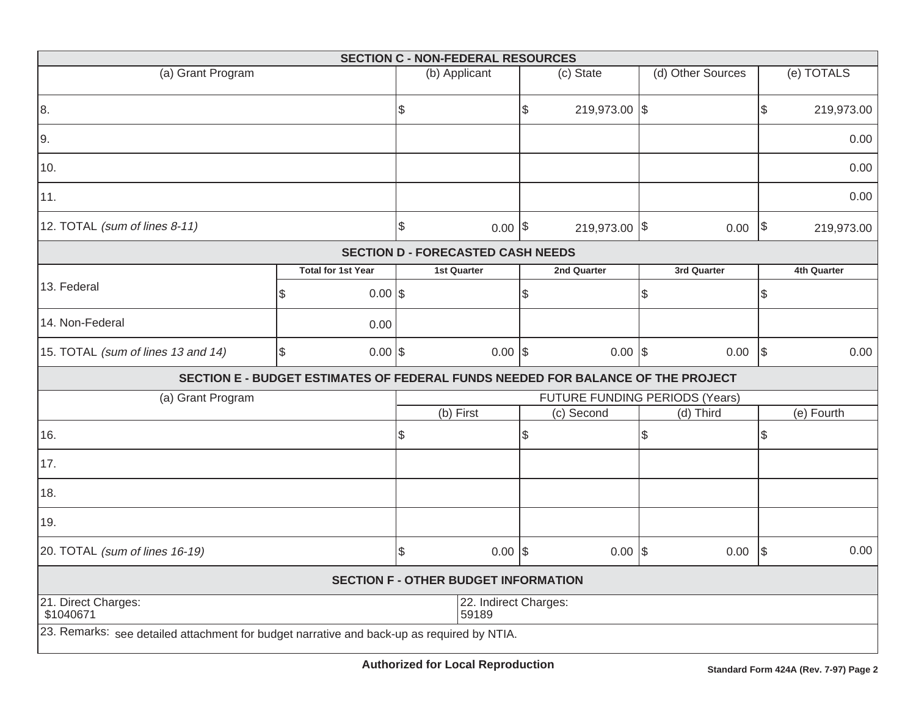## SECTION C - NON-FEDERAL RESOURCES

| (a) Grant Program | (b) Applicant | (c) State | (d) Other Sources | (e) TOTALS |
|---|---|---|---|---|
| 8. | $ | $ 219,973.00 | $ | $ 219,973.00 |
| 9. | | | | 0.00 |
| 10. | | | | 0.00 |
| 11. | | | | 0.00 |
| 12. TOTAL *(sum of lines 8-11)* | $ 0.00 | $ 219,973.00 | $ 0.00 | $ 219,973.00 |

## SECTION D - FORECASTED CASH NEEDS

| | Total for 1st Year | 1st Quarter | 2nd Quarter | 3rd Quarter | 4th Quarter |
|---|---|---|---|---|---|
| 13. Federal | $ 0.00 | $ | $ | $ | $ |
| 14. Non-Federal | 0.00 | | | | |
| 15. TOTAL *(sum of lines 13 and 14)* | $ 0.00 | $ 0.00 | $ 0.00 | $ 0.00 | $ 0.00 |

## SECTION E - BUDGET ESTIMATES OF FEDERAL FUNDS NEEDED FOR BALANCE OF THE PROJECT

| (a) Grant Program | FUTURE FUNDING PERIODS (Years) | | | |
|---|---|---|---|---|
| | (b) First | (c) Second | (d) Third | (e) Fourth |
| 16. | $ | $ | $ | $ |
| 17. | | | | |
| 18. | | | | |
| 19. | | | | |
| 20. TOTAL *(sum of lines 16-19)* | $ 0.00 | $ 0.00 | $ 0.00 | $ 0.00 |

## SECTION F - OTHER BUDGET INFORMATION

| 21. Direct Charges: | 22. Indirect Charges: |
|---|---|
| $1040671 | 59189 |

23. Remarks: see detailed attachment for budget narrative and back-up as required by NTIA.

**Authorized for Local Reproduction**

**Standard Form 424A (Rev. 7-97) Page 2**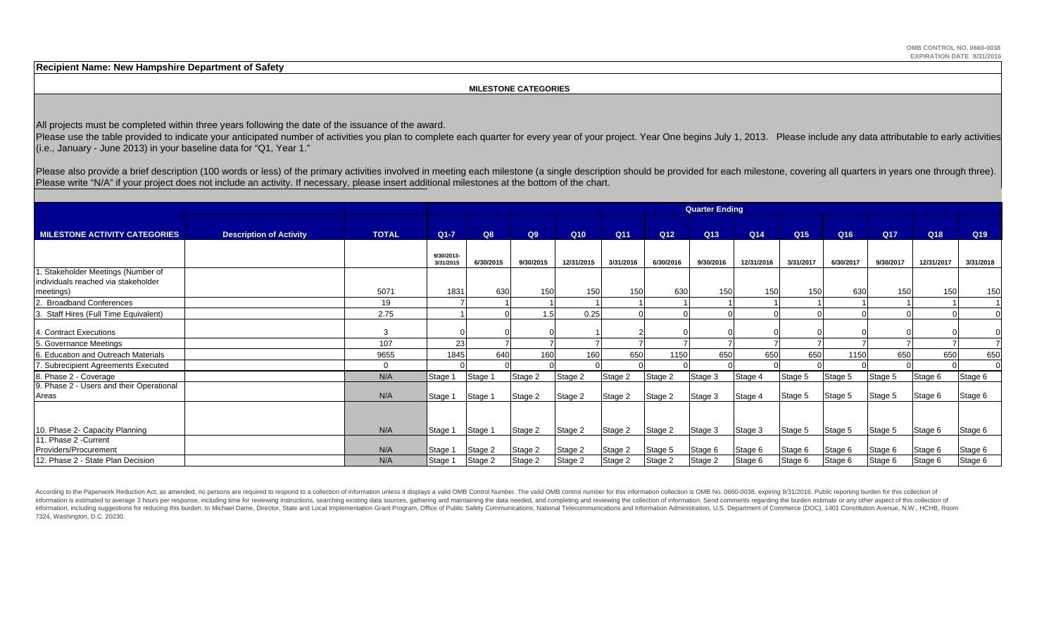OMB CONTROL NO. 0660-0038
EXPIRATION DATE 8/31/2016

**Recipient Name: New Hampshire Department of Safety**

**MILESTONE CATEGORIES**

All projects must be completed within three years following the date of the issuance of the award.
Please use the table provided to indicate your anticipated number of activities you plan to complete each quarter for every year of your project. Year One begins July 1, 2013. Please include any data attributable to early activities (i.e., January - June 2013) in your baseline data for "Q1, Year 1."

Please also provide a brief description (100 words or less) of the primary activities involved in meeting each milestone (a single description should be provided for each milestone, covering all quarters in years one through three). Please write "N/A" if your project does not include an activity. If necessary, please insert additional milestones at the bottom of the chart.

| | | | Quarter Ending | | | | | | | | | | | | |
|---|---|---|---|---|---|---|---|---|---|---|---|---|---|---|---|
| **MILESTONE ACTIVITY CATEGORIES** | **Description of Activity** | **TOTAL** | **Q1-7** | **Q8** | **Q9** | **Q10** | **Q11** | **Q12** | **Q13** | **Q14** | **Q15** | **Q16** | **Q17** | **Q18** | **Q19** |
| | | | 9/30/2013-3/31/2015 | 6/30/2015 | 9/30/2015 | 12/31/2015 | 3/31/2016 | 6/30/2016 | 9/30/2016 | 12/31/2016 | 3/31/2017 | 6/30/2017 | 9/30/2017 | 12/31/2017 | 3/31/2018 |
| 1. Stakeholder Meetings (Number of individuals reached via stakeholder meetings) | | 5071 | 1831 | 630 | 150 | 150 | 150 | 630 | 150 | 150 | 150 | 630 | 150 | 150 | 150 |
| 2. Broadband Conferences | | 19 | 7 | 1 | 1 | 1 | 1 | 1 | 1 | 1 | 1 | 1 | 1 | 1 | 1 |
| 3. Staff Hires (Full Time Equivalent) | | 2.75 | 1 | 0 | 1.5 | 0.25 | 0 | 0 | 0 | 0 | 0 | 0 | 0 | 0 | 0 |
| 4. Contract Executions | | 3 | 0 | 0 | 0 | 1 | 2 | 0 | 0 | 0 | 0 | 0 | 0 | 0 | 0 |
| 5. Governance Meetings | | 107 | 23 | 7 | 7 | 7 | 7 | 7 | 7 | 7 | 7 | 7 | 7 | 7 | 7 |
| 6. Education and Outreach Materials | | 9655 | 1845 | 640 | 160 | 160 | 650 | 1150 | 650 | 650 | 650 | 1150 | 650 | 650 | 650 |
| 7. Subrecipient Agreements Executed | | 0 | 0 | 0 | 0 | 0 | 0 | 0 | 0 | 0 | 0 | 0 | 0 | 0 | 0 |
| 8. Phase 2 - Coverage | | N/A | Stage 1 | Stage 1 | Stage 2 | Stage 2 | Stage 2 | Stage 2 | Stage 3 | Stage 4 | Stage 5 | Stage 5 | Stage 5 | Stage 6 | Stage 6 |
| 9. Phase 2 - Users and their Operational Areas | | N/A | Stage 1 | Stage 1 | Stage 2 | Stage 2 | Stage 2 | Stage 2 | Stage 3 | Stage 4 | Stage 5 | Stage 5 | Stage 5 | Stage 6 | Stage 6 |
| 10. Phase 2- Capacity Planning | | N/A | Stage 1 | Stage 1 | Stage 2 | Stage 2 | Stage 2 | Stage 2 | Stage 3 | Stage 3 | Stage 5 | Stage 5 | Stage 5 | Stage 6 | Stage 6 |
| 11. Phase 2 -Current Providers/Procurement | | N/A | Stage 1 | Stage 2 | Stage 2 | Stage 2 | Stage 2 | Stage 5 | Stage 6 | Stage 6 | Stage 6 | Stage 6 | Stage 6 | Stage 6 | Stage 6 |
| 12. Phase 2 - State Plan Decision | | N/A | Stage 1 | Stage 2 | Stage 2 | Stage 2 | Stage 2 | Stage 2 | Stage 2 | Stage 6 | Stage 6 | Stage 6 | Stage 6 | Stage 6 | Stage 6 |

According to the Paperwork Reduction Act, as amended, no persons are required to respond to a collection of information unless it displays a valid OMB Control Number. The valid OMB control number for this information collection is OMB No. 0660-0038, expiring 8/31/2016. Public reporting burden for this collection of information is estimated to average 3 hours per response, including time for reviewing instructions, searching existing data sources, gathering and maintaining the data needed, and completing and reviewing the collection of information. Send comments regarding the burden estimate or any other aspect of this collection of information, including suggestions for reducing this burden, to Michael Dame, Director, State and Local Implementation Grant Program, Office of Public Safety Communications, National Telecommunications and Information Administration, U.S. Department of Commerce (DOC), 1401 Constitution Avenue, N.W., HCHB, Room 7324, Washington, D.C. 20230.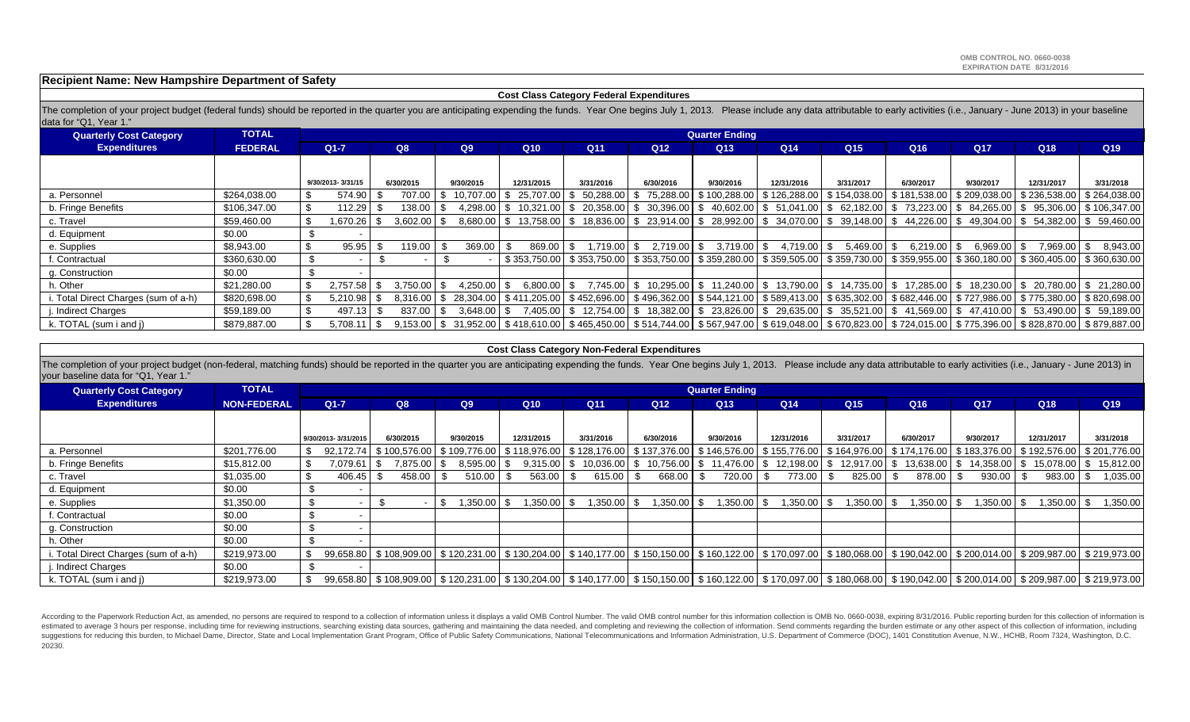OMB CONTROL NO. 0660-0038
EXPIRATION DATE 8/31/2016

**Recipient Name: New Hampshire Department of Safety**

**Cost Class Category Federal Expenditures**

The completion of your project budget (federal funds) should be reported in the quarter you are anticipating expending the funds. Year One begins July 1, 2013. Please include any data attributable to early activities (i.e., January - June 2013) in your baseline data for "Q1, Year 1."

| Quarterly Cost Category Expenditures | TOTAL FEDERAL | Quarter Ending | | | | | | | | | | | | |
|---|---|---|---|---|---|---|---|---|---|---|---|---|---|---|
| | | Q1-7 | Q8 | Q9 | Q10 | Q11 | Q12 | Q13 | Q14 | Q15 | Q16 | Q17 | Q18 | Q19 |
| | | 9/30/2013- 3/31/15 | 6/30/2015 | 9/30/2015 | 12/31/2015 | 3/31/2016 | 6/30/2016 | 9/30/2016 | 12/31/2016 | 3/31/2017 | 6/30/2017 | 9/30/2017 | 12/31/2017 | 3/31/2018 |
| a. Personnel | $264,038.00 | $ 574.90 | $ 707.00 | $ 10,707.00 | $ 25,707.00 | $ 50,288.00 | $ 75,288.00 | $100,288.00 | $126,288.00 | $154,038.00 | $181,538.00 | $209,038.00 | $236,538.00 | $264,038.00 |
| b. Fringe Benefits | $106,347.00 | $ 112.29 | $ 138.00 | $ 4,298.00 | $ 10,321.00 | $ 20,358.00 | $ 30,396.00 | $ 40,602.00 | $ 51,041.00 | $ 62,182.00 | $ 73,223.00 | $ 84,265.00 | $ 95,306.00 | $106,347.00 |
| c. Travel | $59,460.00 | $ 1,670.26 | $ 3,602.00 | $ 8,680.00 | $ 13,758.00 | $ 18,836.00 | $ 23,914.00 | $ 28,992.00 | $ 34,070.00 | $ 39,148.00 | $ 44,226.00 | $ 49,304.00 | $ 54,382.00 | $ 59,460.00 |
| d. Equipment | $0.00 | $ - | | | | | | | | | | | | |
| e. Supplies | $8,943.00 | $ 95.95 | $ 119.00 | $ 369.00 | $ 869.00 | $ 1,719.00 | $ 2,719.00 | $ 3,719.00 | $ 4,719.00 | $ 5,469.00 | $ 6,219.00 | $ 6,969.00 | $ 7,969.00 | $ 8,943.00 |
| f. Contractual | $360,630.00 | $ - | $ - | $ - | $353,750.00 | $353,750.00 | $353,750.00 | $359,280.00 | $359,505.00 | $359,730.00 | $359,955.00 | $360,180.00 | $360,405.00 | $360,630.00 |
| g. Construction | $0.00 | $ - | | | | | | | | | | | | |
| h. Other | $21,280.00 | $ 2,757.58 | $ 3,750.00 | $ 4,250.00 | $ 6,800.00 | $ 7,745.00 | $ 10,295.00 | $ 11,240.00 | $ 13,790.00 | $ 14,735.00 | $ 17,285.00 | $ 18,230.00 | $ 20,780.00 | $ 21,280.00 |
| i. Total Direct Charges (sum of a-h) | $820,698.00 | $ 5,210.98 | $ 8,316.00 | $ 28,304.00 | $411,205.00 | $452,696.00 | $496,362.00 | $544,121.00 | $589,413.00 | $635,302.00 | $682,446.00 | $727,986.00 | $775,380.00 | $820,698.00 |
| j. Indirect Charges | $59,189.00 | $ 497.13 | $ 837.00 | $ 3,648.00 | $ 7,405.00 | $ 12,754.00 | $ 18,382.00 | $ 23,826.00 | $ 29,635.00 | $ 35,521.00 | $ 41,569.00 | $ 47,410.00 | $ 53,490.00 | $ 59,189.00 |
| k. TOTAL (sum i and j) | $879,887.00 | $ 5,708.11 | $ 9,153.00 | $ 31,952.00 | $418,610.00 | $465,450.00 | $514,744.00 | $567,947.00 | $619,048.00 | $670,823.00 | $724,015.00 | $775,396.00 | $828,870.00 | $879,887.00 |

**Cost Class Category Non-Federal Expenditures**

The completion of your project budget (non-federal, matching funds) should be reported in the quarter you are anticipating expending the funds. Year One begins July 1, 2013. Please include any data attributable to early activities (i.e., January - June 2013) in your baseline data for "Q1, Year 1."

| Quarterly Cost Category Expenditures | TOTAL NON-FEDERAL | Quarter Ending | | | | | | | | | | | | |
|---|---|---|---|---|---|---|---|---|---|---|---|---|---|---|
| | | Q1-7 | Q8 | Q9 | Q10 | Q11 | Q12 | Q13 | Q14 | Q15 | Q16 | Q17 | Q18 | Q19 |
| | | 9/30/2013- 3/31/2015 | 6/30/2015 | 9/30/2015 | 12/31/2015 | 3/31/2016 | 6/30/2016 | 9/30/2016 | 12/31/2016 | 3/31/2017 | 6/30/2017 | 9/30/2017 | 12/31/2017 | 3/31/2018 |
| a. Personnel | $201,776.00 | $ 92,172.74 | $100,576.00 | $109,776.00 | $118,976.00 | $128,176.00 | $137,376.00 | $146,576.00 | $155,776.00 | $164,976.00 | $174,176.00 | $183,376.00 | $192,576.00 | $201,776.00 |
| b. Fringe Benefits | $15,812.00 | $ 7,079.61 | $ 7,875.00 | $ 8,595.00 | $ 9,315.00 | $ 10,036.00 | $ 10,756.00 | $ 11,476.00 | $ 12,198.00 | $ 12,917.00 | $ 13,638.00 | $ 14,358.00 | $ 15,078.00 | $ 15,812.00 |
| c. Travel | $1,035.00 | $ 406.45 | $ 458.00 | $ 510.00 | $ 563.00 | $ 615.00 | $ 668.00 | $ 720.00 | $ 773.00 | $ 825.00 | $ 878.00 | $ 930.00 | $ 983.00 | $ 1,035.00 |
| d. Equipment | $0.00 | $ - | | | | | | | | | | | | |
| e. Supplies | $1,350.00 | $ - | $ - | $ 1,350.00 | $ 1,350.00 | $ 1,350.00 | $ 1,350.00 | $ 1,350.00 | $ 1,350.00 | $ 1,350.00 | $ 1,350.00 | $ 1,350.00 | $ 1,350.00 | $ 1,350.00 |
| f. Contractual | $0.00 | $ - | | | | | | | | | | | | |
| g. Construction | $0.00 | $ - | | | | | | | | | | | | |
| h. Other | $0.00 | $ - | | | | | | | | | | | | |
| i. Total Direct Charges (sum of a-h) | $219,973.00 | $ 99,658.80 | $108,909.00 | $120,231.00 | $130,204.00 | $140,177.00 | $150,150.00 | $160,122.00 | $170,097.00 | $180,068.00 | $190,042.00 | $200,014.00 | $209,987.00 | $219,973.00 |
| j. Indirect Charges | $0.00 | $ - | | | | | | | | | | | | |
| k. TOTAL (sum i and j) | $219,973.00 | $ 99,658.80 | $108,909.00 | $120,231.00 | $130,204.00 | $140,177.00 | $150,150.00 | $160,122.00 | $170,097.00 | $180,068.00 | $190,042.00 | $200,014.00 | $209,987.00 | $219,973.00 |

According to the Paperwork Reduction Act, as amended, no persons are required to respond to a collection of information unless it displays a valid OMB Control Number. The valid OMB control number for this information collection is OMB No. 0660-0038, expiring 8/31/2016. Public reporting burden for this collection of information is estimated to average 3 hours per response, including time for reviewing instructions, searching existing data sources, gathering and maintaining the data needed, and completing and reviewing the collection of information. Send comments regarding the burden estimate or any other aspect of this collection of information, including suggestions for reducing this burden, to Michael Dame, Director, State and Local Implementation Grant Program, Office of Public Safety Communications, National Telecommunications and Information Administration, U.S. Department of Commerce (DOC), 1401 Constitution Avenue, N.W., HCHB, Room 7324, Washington, D.C. 20230.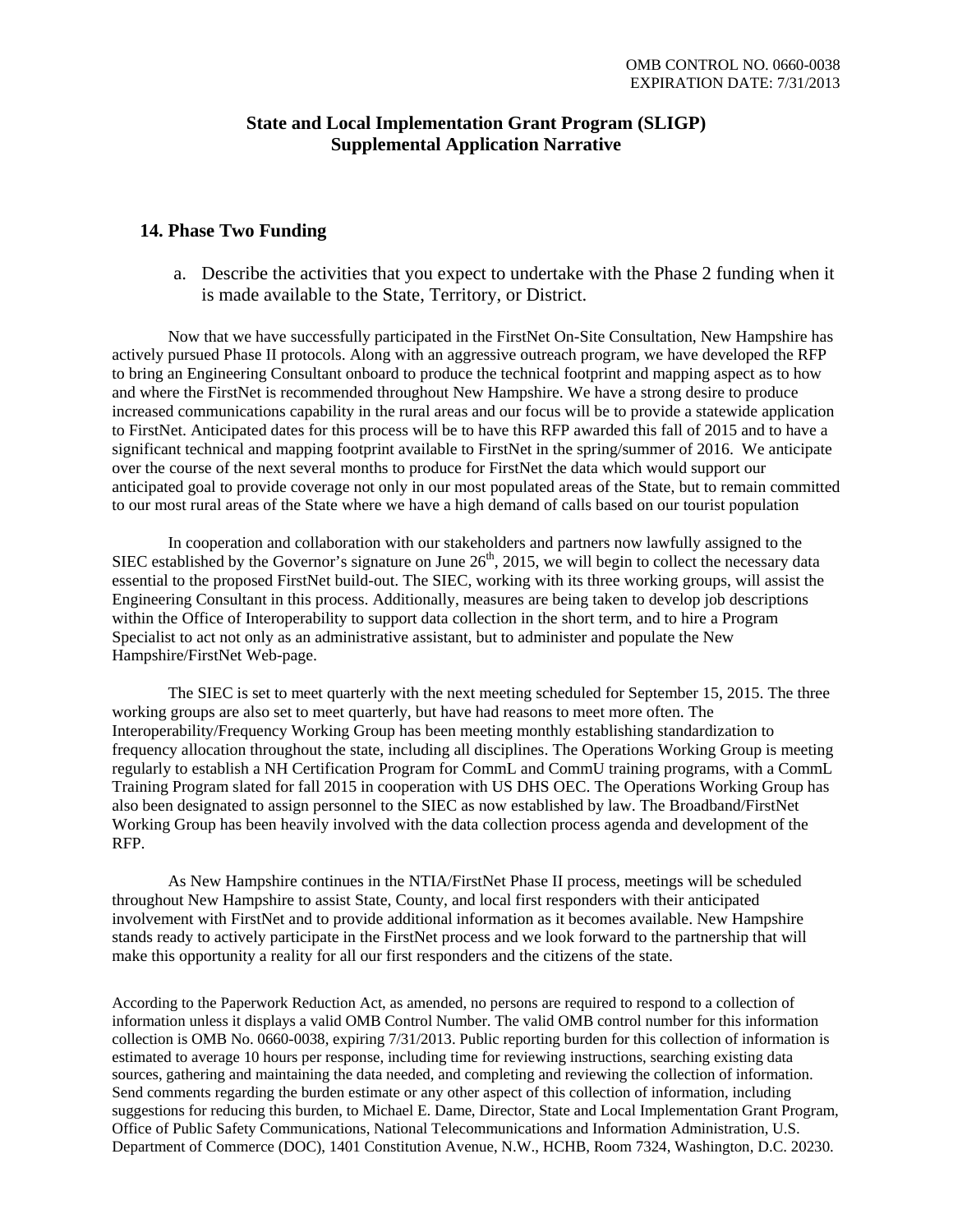OMB CONTROL NO. 0660-0038
EXPIRATION DATE: 7/31/2013

## State and Local Implementation Grant Program (SLIGP) Supplemental Application Narrative

### 14. Phase Two Funding

a. Describe the activities that you expect to undertake with the Phase 2 funding when it is made available to the State, Territory, or District.

Now that we have successfully participated in the FirstNet On-Site Consultation, New Hampshire has actively pursued Phase II protocols. Along with an aggressive outreach program, we have developed the RFP to bring an Engineering Consultant onboard to produce the technical footprint and mapping aspect as to how and where the FirstNet is recommended throughout New Hampshire. We have a strong desire to produce increased communications capability in the rural areas and our focus will be to provide a statewide application to FirstNet. Anticipated dates for this process will be to have this RFP awarded this fall of 2015 and to have a significant technical and mapping footprint available to FirstNet in the spring/summer of 2016. We anticipate over the course of the next several months to produce for FirstNet the data which would support our anticipated goal to provide coverage not only in our most populated areas of the State, but to remain committed to our most rural areas of the State where we have a high demand of calls based on our tourist population

In cooperation and collaboration with our stakeholders and partners now lawfully assigned to the SIEC established by the Governor's signature on June 26th, 2015, we will begin to collect the necessary data essential to the proposed FirstNet build-out. The SIEC, working with its three working groups, will assist the Engineering Consultant in this process. Additionally, measures are being taken to develop job descriptions within the Office of Interoperability to support data collection in the short term, and to hire a Program Specialist to act not only as an administrative assistant, but to administer and populate the New Hampshire/FirstNet Web-page.

The SIEC is set to meet quarterly with the next meeting scheduled for September 15, 2015. The three working groups are also set to meet quarterly, but have had reasons to meet more often. The Interoperability/Frequency Working Group has been meeting monthly establishing standardization to frequency allocation throughout the state, including all disciplines. The Operations Working Group is meeting regularly to establish a NH Certification Program for CommL and CommU training programs, with a CommL Training Program slated for fall 2015 in cooperation with US DHS OEC. The Operations Working Group has also been designated to assign personnel to the SIEC as now established by law. The Broadband/FirstNet Working Group has been heavily involved with the data collection process agenda and development of the RFP.

As New Hampshire continues in the NTIA/FirstNet Phase II process, meetings will be scheduled throughout New Hampshire to assist State, County, and local first responders with their anticipated involvement with FirstNet and to provide additional information as it becomes available. New Hampshire stands ready to actively participate in the FirstNet process and we look forward to the partnership that will make this opportunity a reality for all our first responders and the citizens of the state.

According to the Paperwork Reduction Act, as amended, no persons are required to respond to a collection of information unless it displays a valid OMB Control Number. The valid OMB control number for this information collection is OMB No. 0660-0038, expiring 7/31/2013. Public reporting burden for this collection of information is estimated to average 10 hours per response, including time for reviewing instructions, searching existing data sources, gathering and maintaining the data needed, and completing and reviewing the collection of information. Send comments regarding the burden estimate or any other aspect of this collection of information, including suggestions for reducing this burden, to Michael E. Dame, Director, State and Local Implementation Grant Program, Office of Public Safety Communications, National Telecommunications and Information Administration, U.S. Department of Commerce (DOC), 1401 Constitution Avenue, N.W., HCHB, Room 7324, Washington, D.C. 20230.